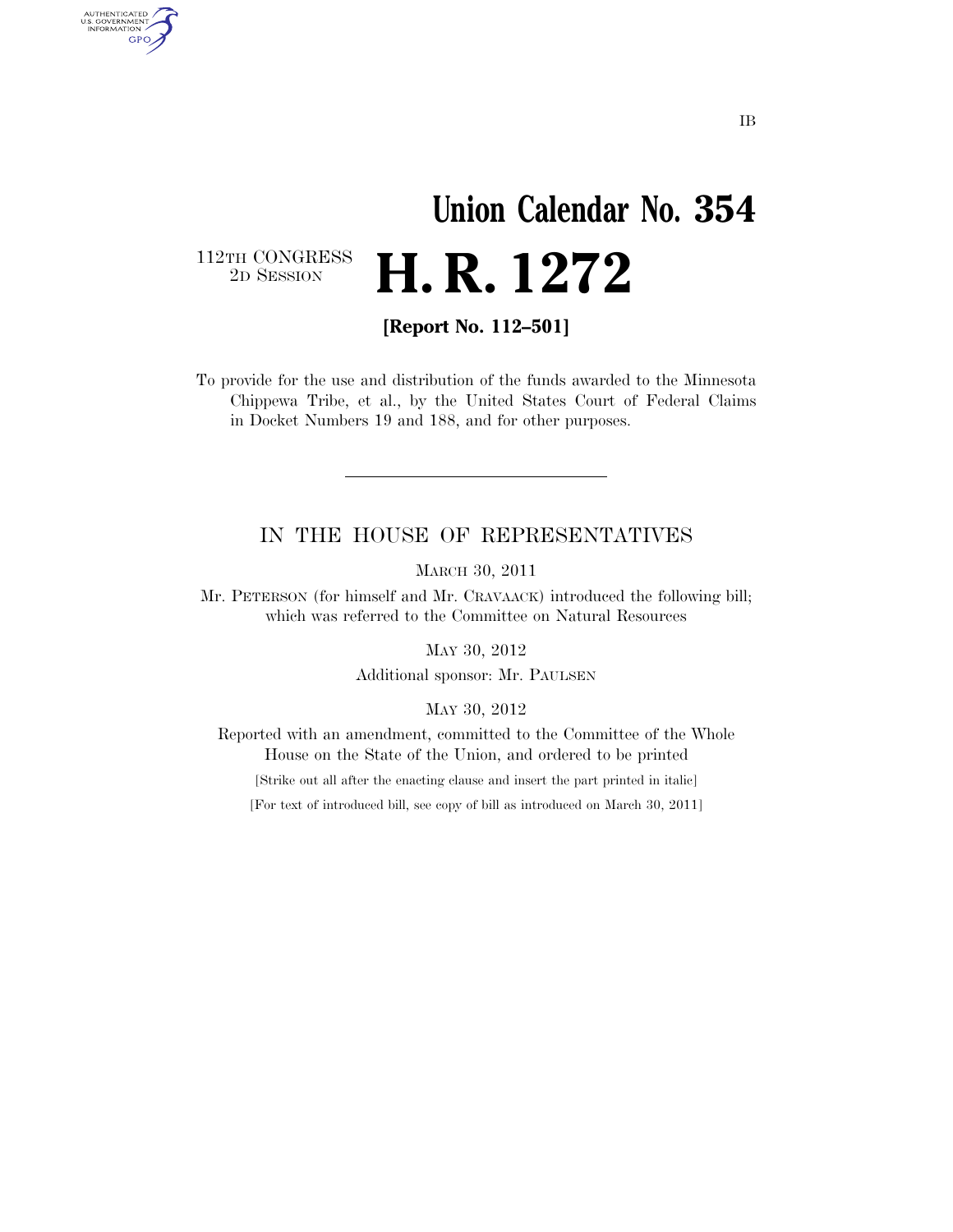IB

# Union Calendar No. 354

112TH CONGRESS
2D SESSION

# H. R. 1272

**[Report No. 112–501]**

To provide for the use and distribution of the funds awarded to the Minnesota Chippewa Tribe, et al., by the United States Court of Federal Claims in Docket Numbers 19 and 188, and for other purposes.

---

## IN THE HOUSE OF REPRESENTATIVES

MARCH 30, 2011

Mr. PETERSON (for himself and Mr. CRAVAACK) introduced the following bill; which was referred to the Committee on Natural Resources

MAY 30, 2012

Additional sponsor: Mr. PAULSEN

MAY 30, 2012

Reported with an amendment, committed to the Committee of the Whole House on the State of the Union, and ordered to be printed

[Strike out all after the enacting clause and insert the part printed in italic]

[For text of introduced bill, see copy of bill as introduced on March 30, 2011]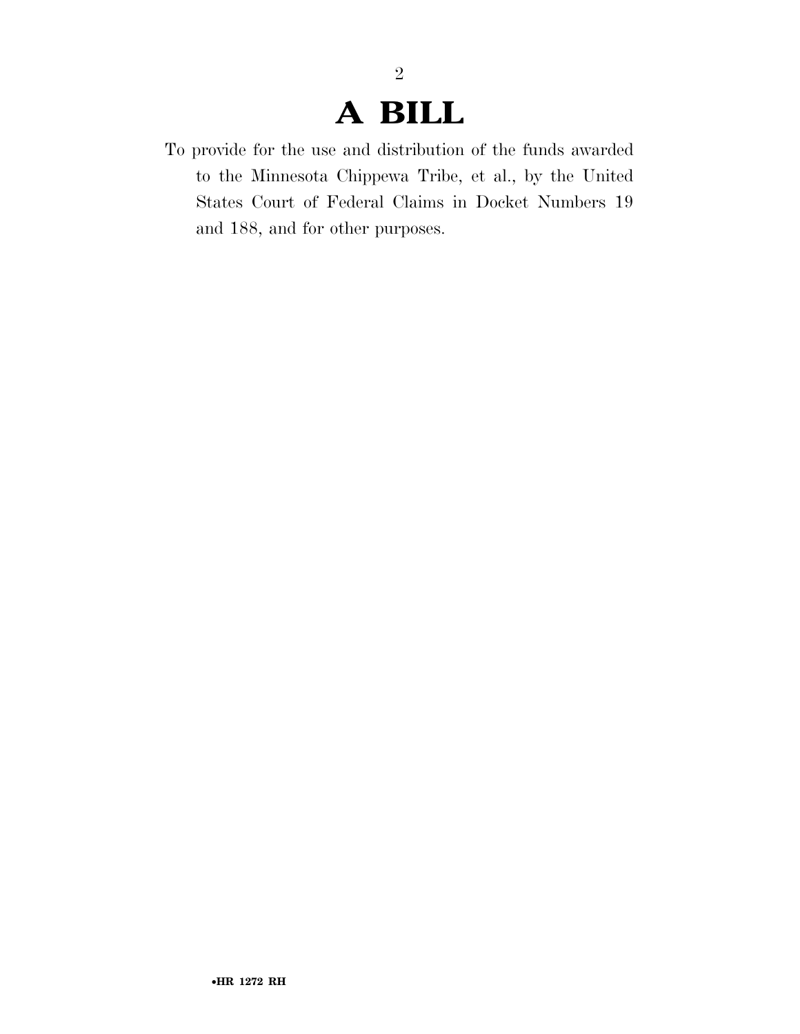# A BILL

To provide for the use and distribution of the funds awarded to the Minnesota Chippewa Tribe, et al., by the United States Court of Federal Claims in Docket Numbers 19 and 188, and for other purposes.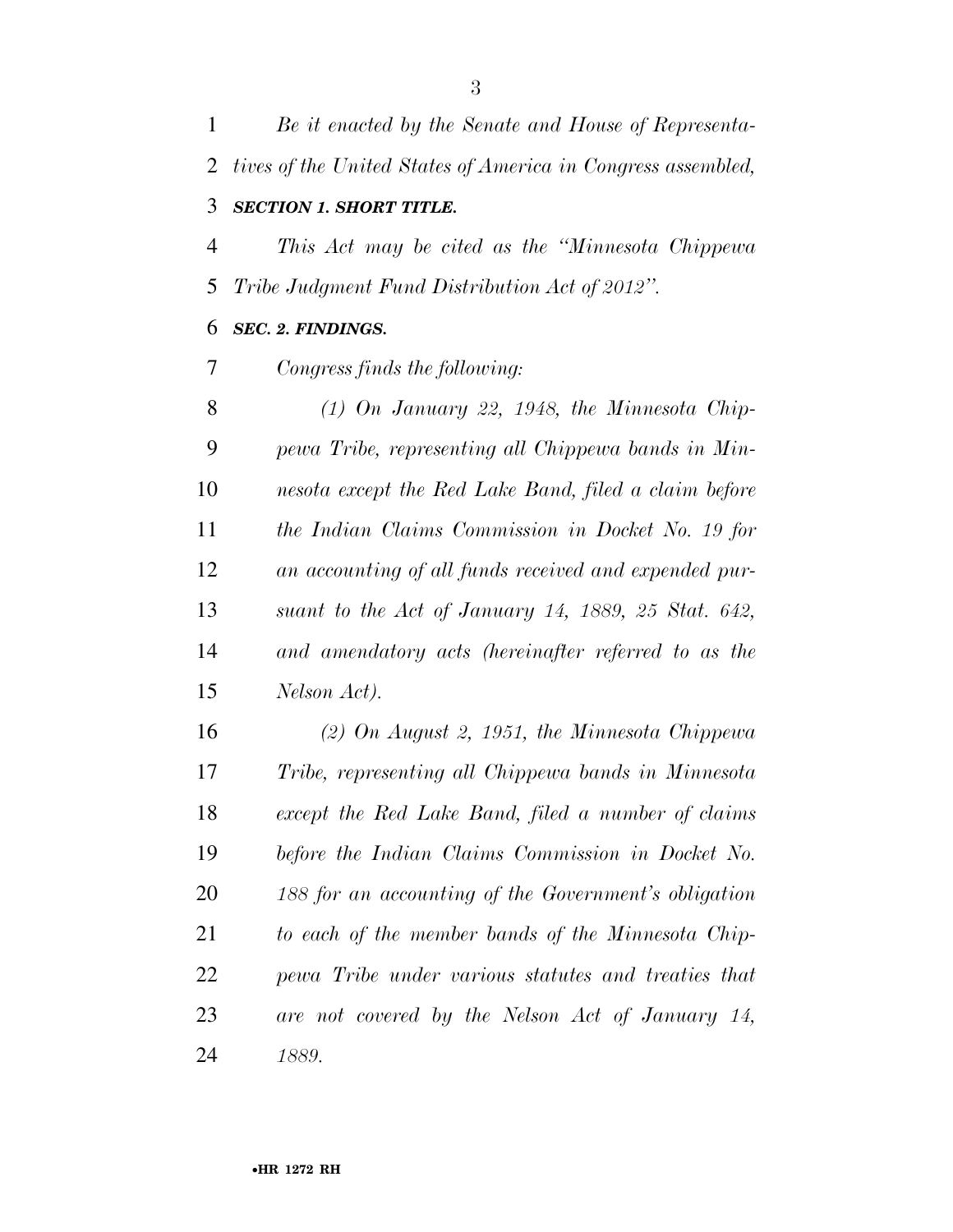*Be it enacted by the Senate and House of Representatives of the United States of America in Congress assembled,*

***SECTION 1. SHORT TITLE.***

*This Act may be cited as the "Minnesota Chippewa Tribe Judgment Fund Distribution Act of 2012".*

***SEC. 2. FINDINGS.***

*Congress finds the following:*

*(1) On January 22, 1948, the Minnesota Chippewa Tribe, representing all Chippewa bands in Minnesota except the Red Lake Band, filed a claim before the Indian Claims Commission in Docket No. 19 for an accounting of all funds received and expended pursuant to the Act of January 14, 1889, 25 Stat. 642, and amendatory acts (hereinafter referred to as the Nelson Act).*

*(2) On August 2, 1951, the Minnesota Chippewa Tribe, representing all Chippewa bands in Minnesota except the Red Lake Band, filed a number of claims before the Indian Claims Commission in Docket No. 188 for an accounting of the Government's obligation to each of the member bands of the Minnesota Chippewa Tribe under various statutes and treaties that are not covered by the Nelson Act of January 14, 1889.*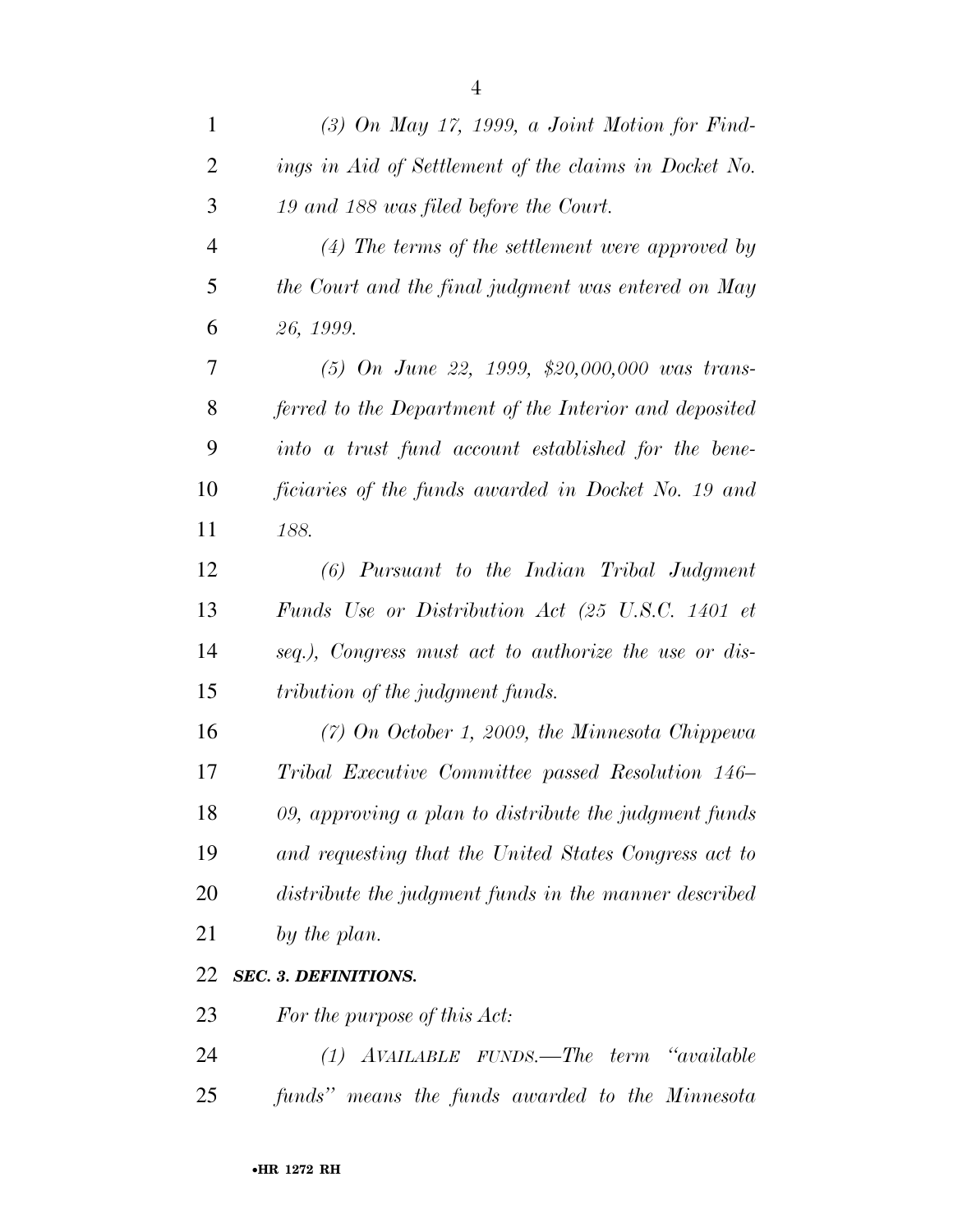*(3) On May 17, 1999, a Joint Motion for Findings in Aid of Settlement of the claims in Docket No. 19 and 188 was filed before the Court.*

*(4) The terms of the settlement were approved by the Court and the final judgment was entered on May 26, 1999.*

*(5) On June 22, 1999, $20,000,000 was transferred to the Department of the Interior and deposited into a trust fund account established for the beneficiaries of the funds awarded in Docket No. 19 and 188.*

*(6) Pursuant to the Indian Tribal Judgment Funds Use or Distribution Act (25 U.S.C. 1401 et seq.), Congress must act to authorize the use or distribution of the judgment funds.*

*(7) On October 1, 2009, the Minnesota Chippewa Tribal Executive Committee passed Resolution 146–09, approving a plan to distribute the judgment funds and requesting that the United States Congress act to distribute the judgment funds in the manner described by the plan.*

***SEC. 3. DEFINITIONS.***

*For the purpose of this Act:*

*(1) AVAILABLE FUNDS.—The term "available funds" means the funds awarded to the Minnesota*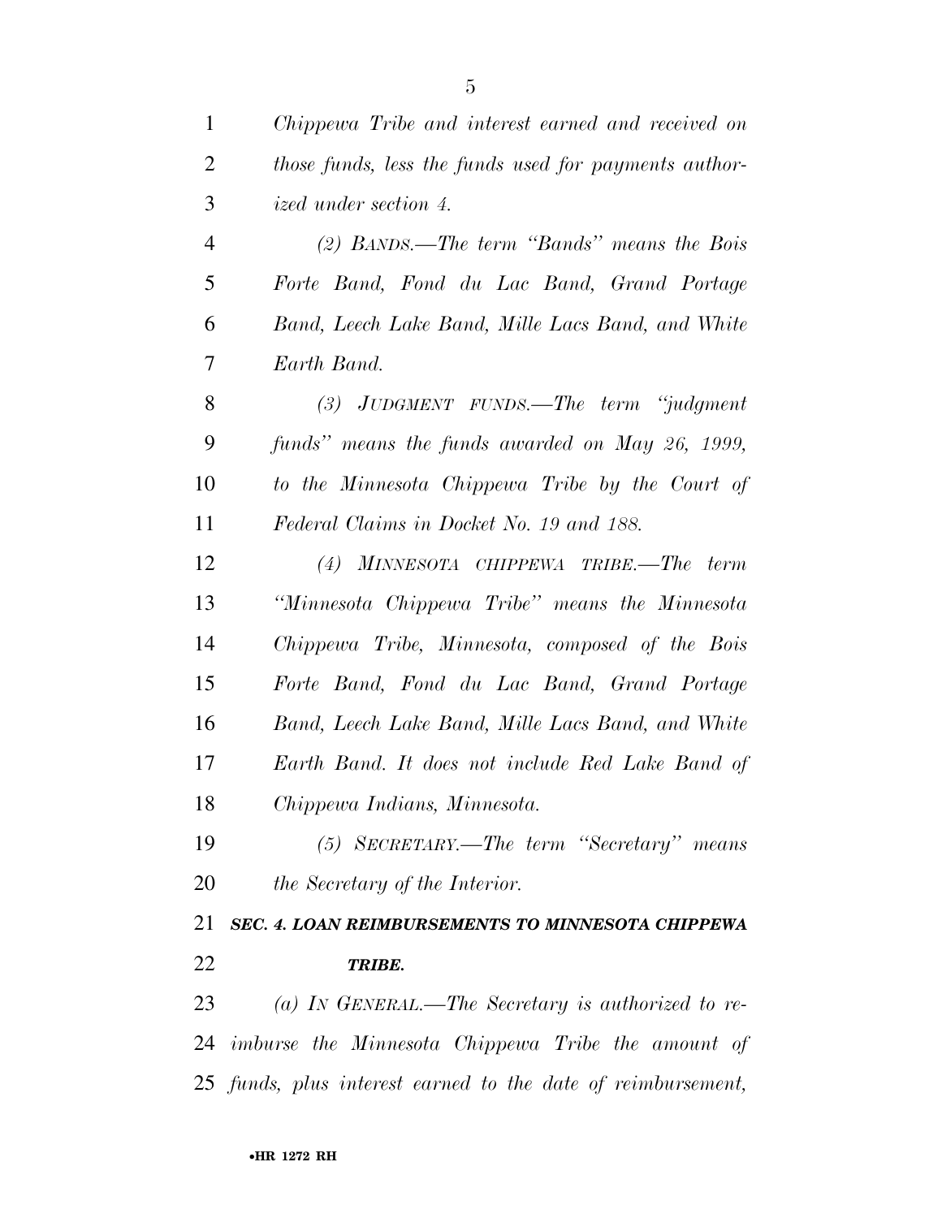*Chippewa Tribe and interest earned and received on those funds, less the funds used for payments authorized under section 4.*

*(2) BANDS.—The term "Bands" means the Bois Forte Band, Fond du Lac Band, Grand Portage Band, Leech Lake Band, Mille Lacs Band, and White Earth Band.*

*(3) JUDGMENT FUNDS.—The term "judgment funds" means the funds awarded on May 26, 1999, to the Minnesota Chippewa Tribe by the Court of Federal Claims in Docket No. 19 and 188.*

*(4) MINNESOTA CHIPPEWA TRIBE.—The term "Minnesota Chippewa Tribe" means the Minnesota Chippewa Tribe, Minnesota, composed of the Bois Forte Band, Fond du Lac Band, Grand Portage Band, Leech Lake Band, Mille Lacs Band, and White Earth Band. It does not include Red Lake Band of Chippewa Indians, Minnesota.*

*(5) SECRETARY.—The term "Secretary" means the Secretary of the Interior.*

***SEC. 4. LOAN REIMBURSEMENTS TO MINNESOTA CHIPPEWA TRIBE.***

*(a) IN GENERAL.—The Secretary is authorized to reimburse the Minnesota Chippewa Tribe the amount of funds, plus interest earned to the date of reimbursement,*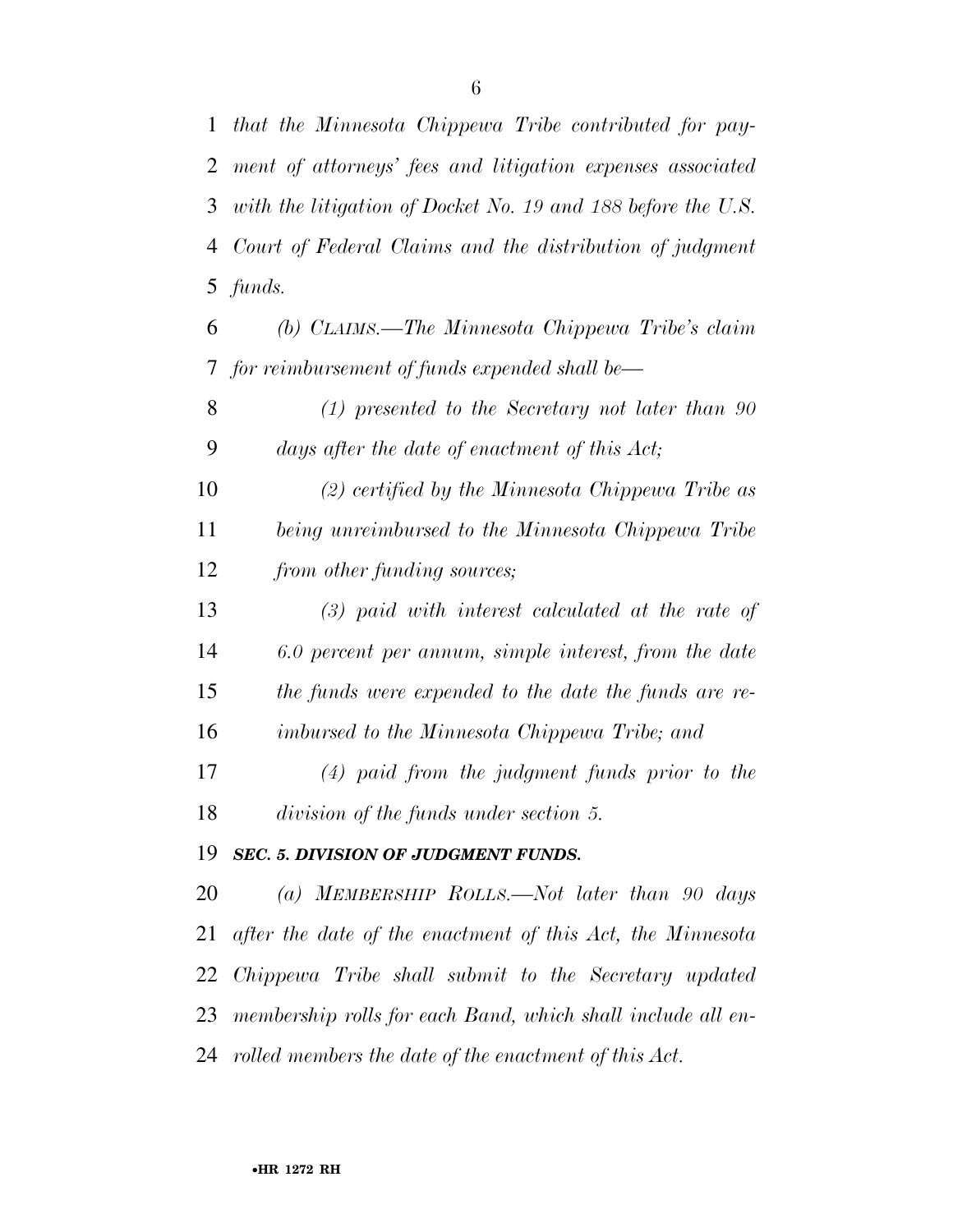*that the Minnesota Chippewa Tribe contributed for payment of attorneys' fees and litigation expenses associated with the litigation of Docket No. 19 and 188 before the U.S. Court of Federal Claims and the distribution of judgment funds.*

*(b) CLAIMS.—The Minnesota Chippewa Tribe's claim for reimbursement of funds expended shall be—*

*(1) presented to the Secretary not later than 90 days after the date of enactment of this Act;*

*(2) certified by the Minnesota Chippewa Tribe as being unreimbursed to the Minnesota Chippewa Tribe from other funding sources;*

*(3) paid with interest calculated at the rate of 6.0 percent per annum, simple interest, from the date the funds were expended to the date the funds are reimbursed to the Minnesota Chippewa Tribe; and*

*(4) paid from the judgment funds prior to the division of the funds under section 5.*

***SEC. 5. DIVISION OF JUDGMENT FUNDS.***

*(a) MEMBERSHIP ROLLS.—Not later than 90 days after the date of the enactment of this Act, the Minnesota Chippewa Tribe shall submit to the Secretary updated membership rolls for each Band, which shall include all enrolled members the date of the enactment of this Act.*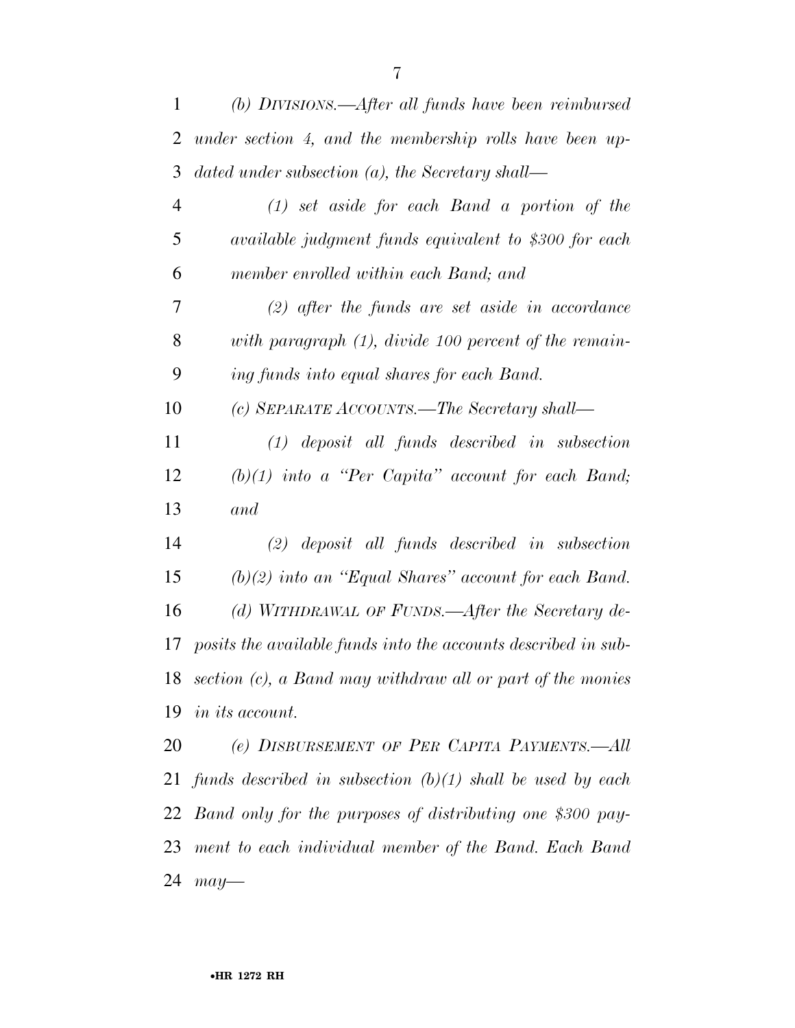*(b) DIVISIONS.—After all funds have been reimbursed under section 4, and the membership rolls have been updated under subsection (a), the Secretary shall—*

*(1) set aside for each Band a portion of the available judgment funds equivalent to $300 for each member enrolled within each Band; and*

*(2) after the funds are set aside in accordance with paragraph (1), divide 100 percent of the remaining funds into equal shares for each Band.*

*(c) SEPARATE ACCOUNTS.—The Secretary shall—*

*(1) deposit all funds described in subsection (b)(1) into a "Per Capita" account for each Band; and*

*(2) deposit all funds described in subsection (b)(2) into an "Equal Shares" account for each Band.*

*(d) WITHDRAWAL OF FUNDS.—After the Secretary deposits the available funds into the accounts described in subsection (c), a Band may withdraw all or part of the monies in its account.*

*(e) DISBURSEMENT OF PER CAPITA PAYMENTS.—All funds described in subsection (b)(1) shall be used by each Band only for the purposes of distributing one $300 payment to each individual member of the Band. Each Band may—*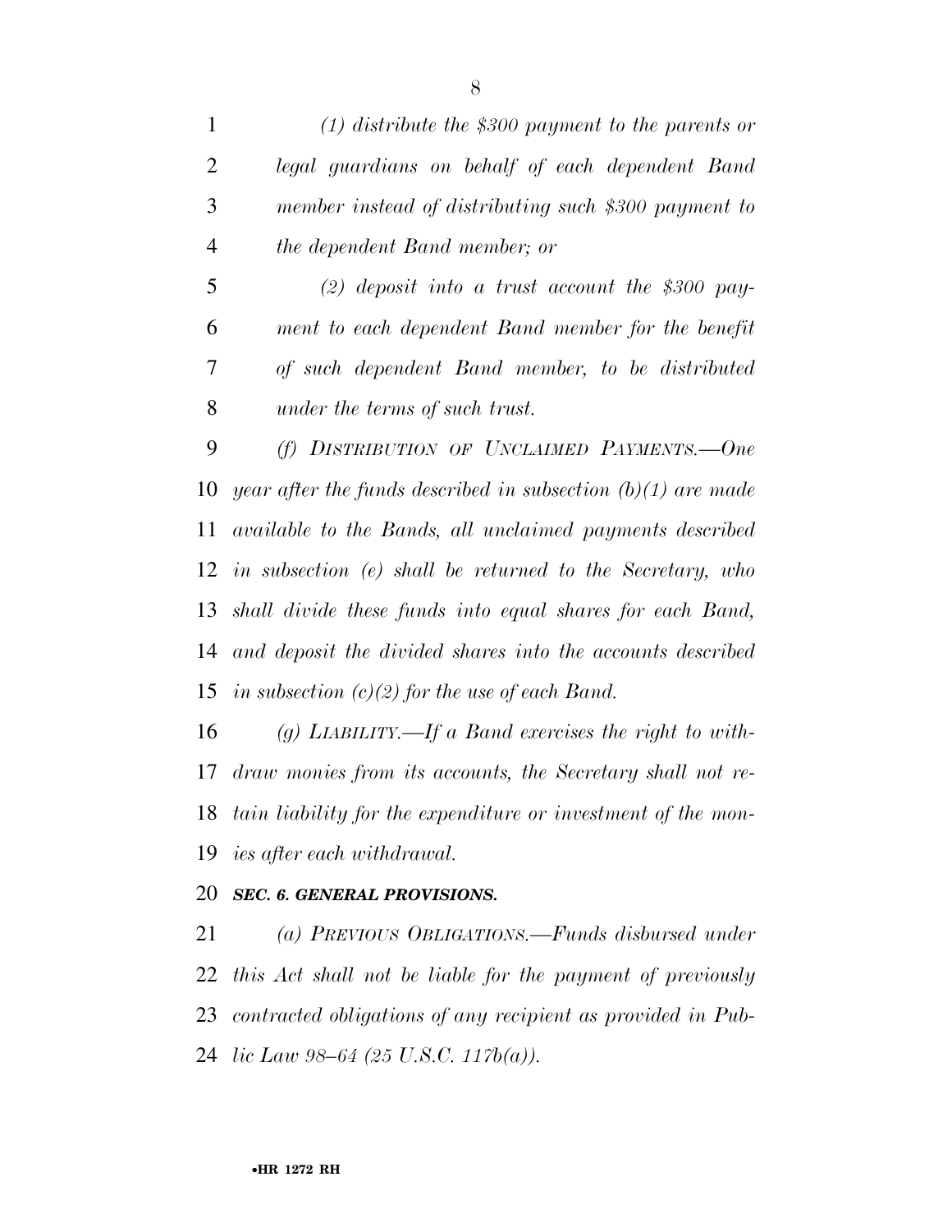*(1) distribute the $300 payment to the parents or legal guardians on behalf of each dependent Band member instead of distributing such $300 payment to the dependent Band member; or*

*(2) deposit into a trust account the $300 payment to each dependent Band member for the benefit of such dependent Band member, to be distributed under the terms of such trust.*

*(f) DISTRIBUTION OF UNCLAIMED PAYMENTS.—One year after the funds described in subsection (b)(1) are made available to the Bands, all unclaimed payments described in subsection (e) shall be returned to the Secretary, who shall divide these funds into equal shares for each Band, and deposit the divided shares into the accounts described in subsection (c)(2) for the use of each Band.*

*(g) LIABILITY.—If a Band exercises the right to withdraw monies from its accounts, the Secretary shall not retain liability for the expenditure or investment of the monies after each withdrawal.*

***SEC. 6. GENERAL PROVISIONS.***

*(a) PREVIOUS OBLIGATIONS.—Funds disbursed under this Act shall not be liable for the payment of previously contracted obligations of any recipient as provided in Public Law 98–64 (25 U.S.C. 117b(a)).*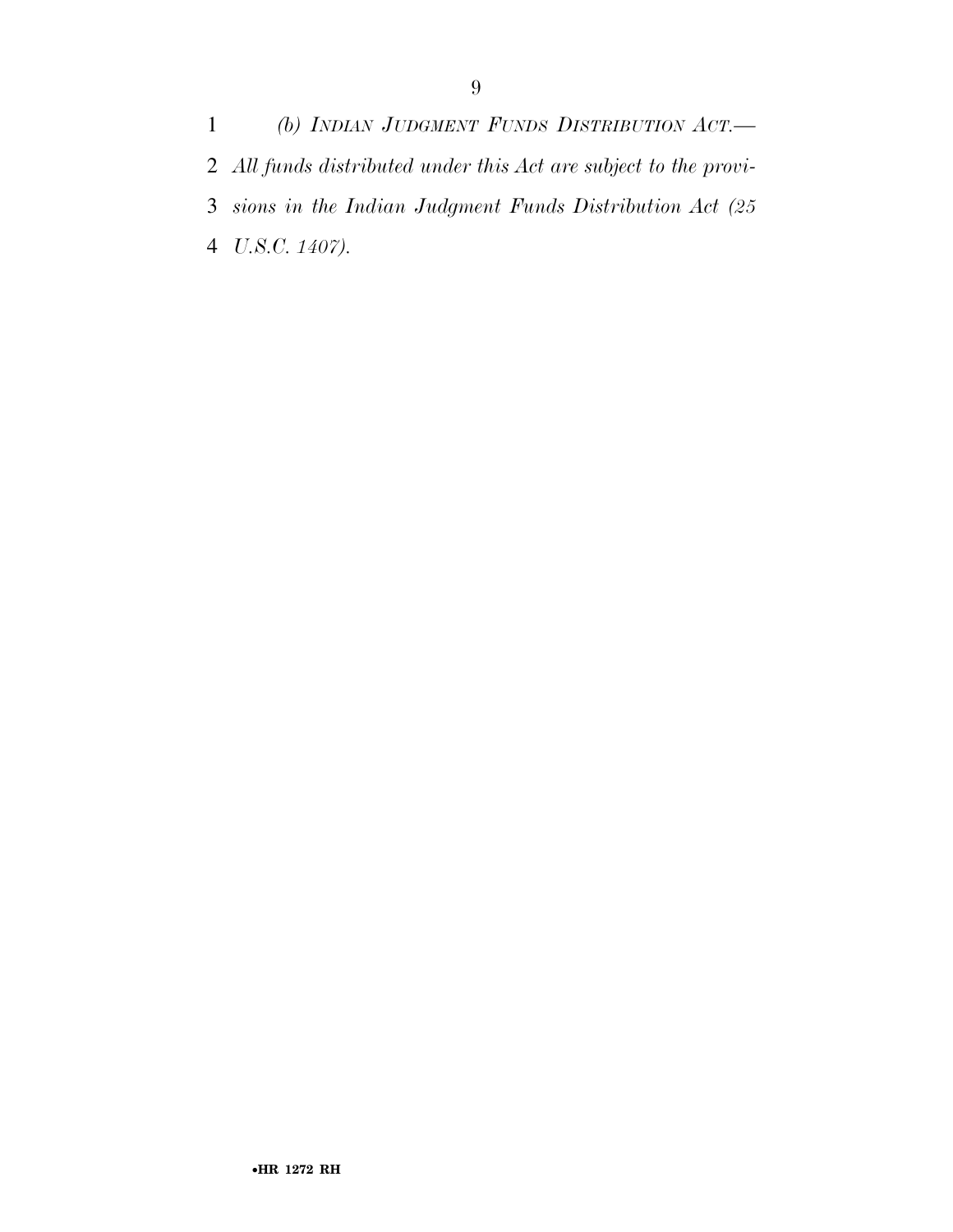*(b) INDIAN JUDGMENT FUNDS DISTRIBUTION ACT.—All funds distributed under this Act are subject to the provisions in the Indian Judgment Funds Distribution Act (25 U.S.C. 1407).*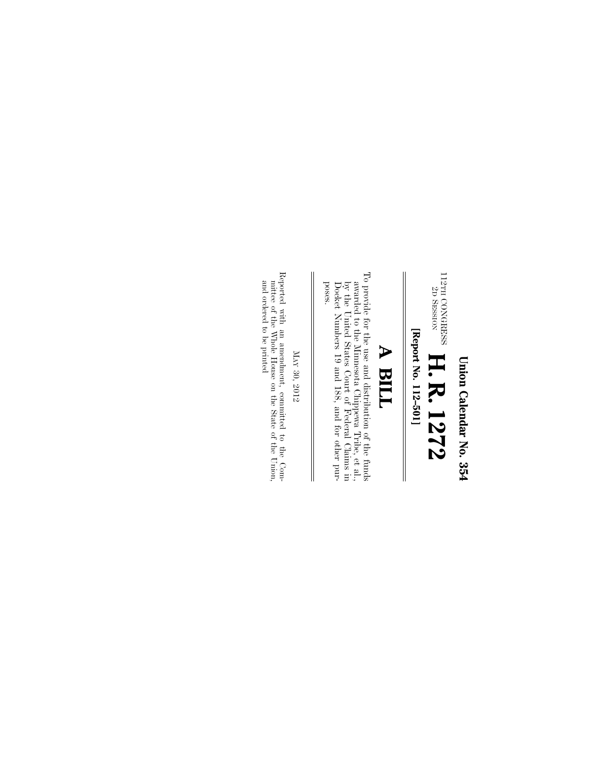**Union Calendar No. 354**

112TH CONGRESS
2D SESSION

# H. R. 1272

**[Report No. 112–501]**

# A BILL

To provide for the use and distribution of the funds awarded to the Minnesota Chippewa Tribe, et al., by the United States Court of Federal Claims in Docket Numbers 19 and 188, and for other purposes.

MAY 30, 2012

Reported with an amendment, committed to the Committee of the Whole House on the State of the Union, and ordered to be printed